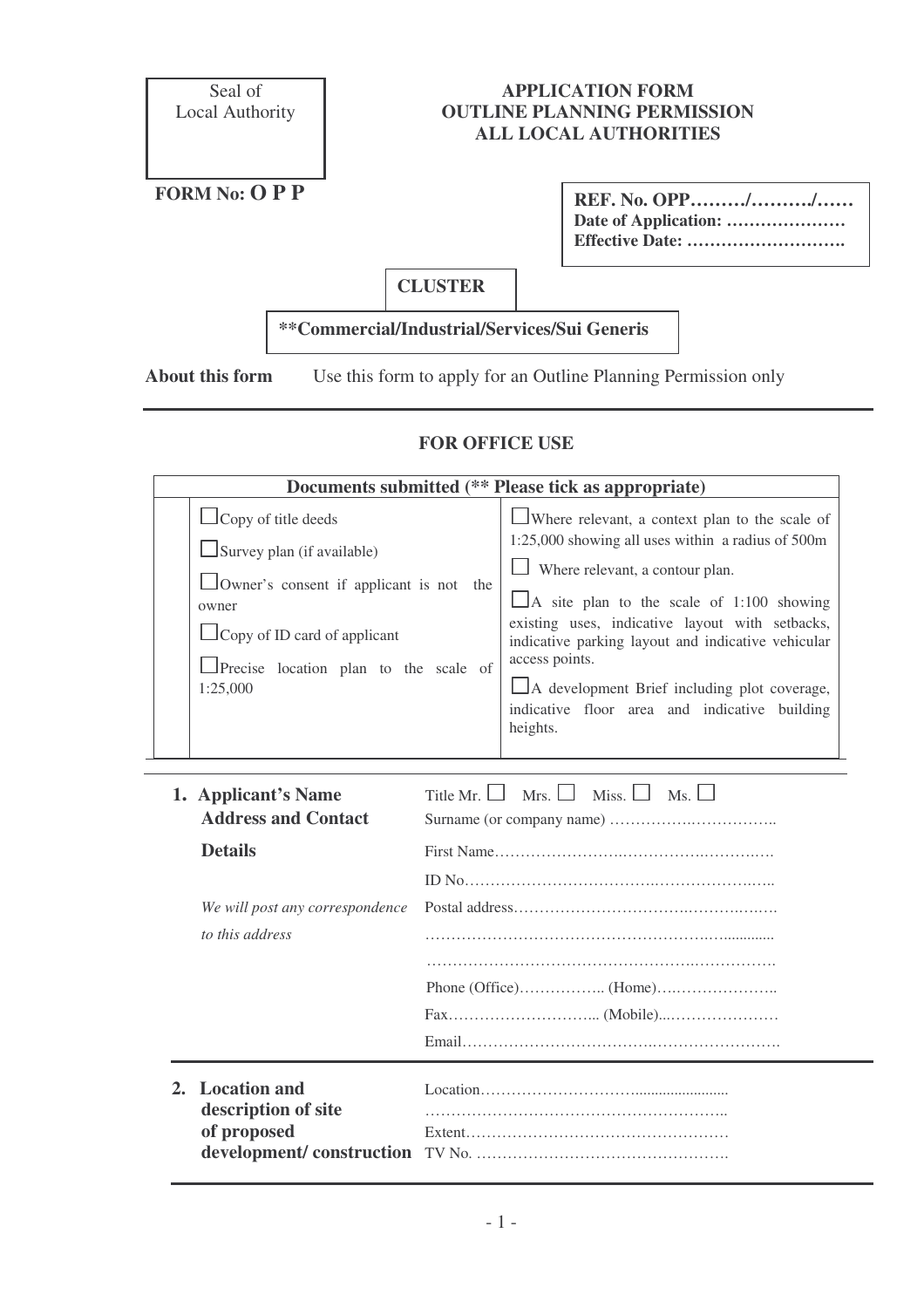Seal of
Local Authority

**FORM No: O P P**

# APPLICATION FORM
# OUTLINE PLANNING PERMISSION
# ALL LOCAL AUTHORITIES

**REF. No. OPP………/………./……**
**Date of Application: …………………**
**Effective Date: ……………………….**

**CLUSTER**

**\*\*Commercial/Industrial/Services/Sui Generis**

**About this form** Use this form to apply for an Outline Planning Permission only

---

## FOR OFFICE USE

| Documents submitted (** Please tick as appropriate) | |
|---|---|
| ☐ Copy of title deeds<br>☐ Survey plan (if available)<br>☐ Owner's consent if applicant is not the owner<br>☐ Copy of ID card of applicant<br>☐ Precise location plan to the scale of 1:25,000 | ☐ Where relevant, a context plan to the scale of 1:25,000 showing all uses within a radius of 500m<br>☐ Where relevant, a contour plan.<br>☐ A site plan to the scale of 1:100 showing existing uses, indicative layout with setbacks, indicative parking layout and indicative vehicular access points.<br>☐ A development Brief including plot coverage, indicative floor area and indicative building heights. |

---

**1. Applicant's Name Address and Contact Details**

*We will post any correspondence to this address*

Title Mr. ☐ Mrs. ☐ Miss. ☐ Ms. ☐
Surname (or company name) ………………………………..
First Name……………………………………………………
ID No…………………………………………………………
Postal address…………………………………………………
……………………………………………………………….
……………………………………………………………….
Phone (Office)…………….. (Home)…………………..
Fax……………………….. (Mobile)..…………………
Email…………………………………………………………

---

**2. Location and description of site of proposed development/ construction**

Location…………………………………………………
……………………………………………………..
Extent……………………………………………
TV No. ………………………………………….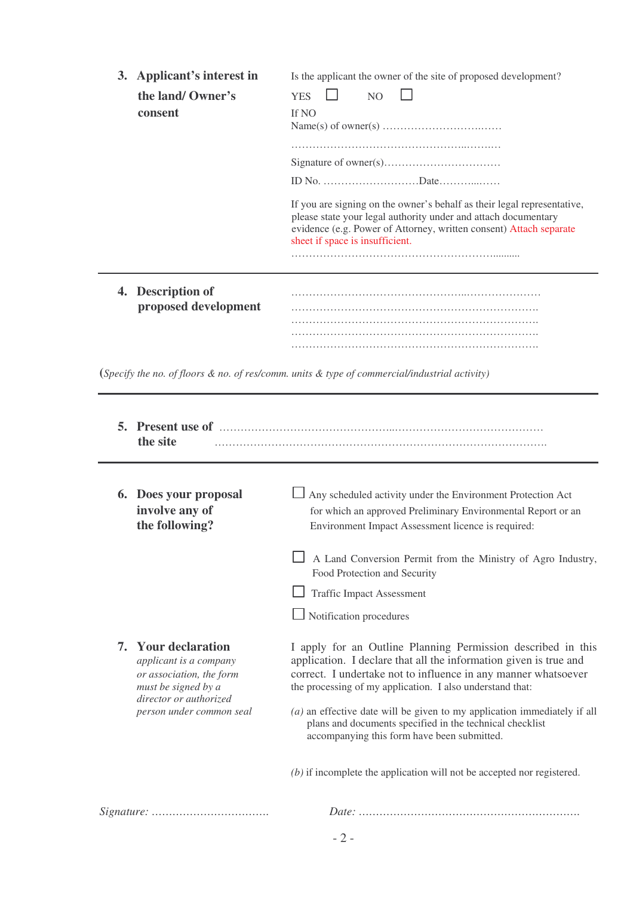### 3. Applicant's interest in the land/ Owner's consent

Is the applicant the owner of the site of proposed development?

YES ☐ NO ☐

If NO

Name(s) of owner(s) ……………………………..……

…………………………………………...……..…

Signature of owner(s)……………………………

ID No. ………………………Date………...……

If you are signing on the owner's behalf as their legal representative, please state your legal authority under and attach documentary evidence (e.g. Power of Attorney, written consent) Attach separate sheet if space is insufficient.

………………………………………………….........

---

### 4. Description of proposed development

…………………………………………...…………………

……………………………………………………………….

……………………………………………………………….

……………………………………………………………….

……………………………………………………………….

(*Specify the no. of floors & no. of res/comm. units & type of commercial/industrial activity)*

---

### 5. Present use of the site

…………………………………………...…………………………………

…………………………………………………………………………………

---

### 6. Does your proposal involve any of the following?

☐ Any scheduled activity under the Environment Protection Act for which an approved Preliminary Environmental Report or an Environment Impact Assessment licence is required:

☐ A Land Conversion Permit from the Ministry of Agro Industry, Food Protection and Security

☐ Traffic Impact Assessment

☐ Notification procedures

### 7. Your declaration

*applicant is a company or association, the form must be signed by a director or authorized person under common seal*

I apply for an Outline Planning Permission described in this application. I declare that all the information given is true and correct. I undertake not to influence in any manner whatsoever the processing of my application. I also understand that:

*(a)* an effective date will be given to my application immediately if all plans and documents specified in the technical checklist accompanying this form have been submitted.

*(b)* if incomplete the application will not be accepted nor registered.

*Signature:* …………………………… *Date:* ………………………………………………………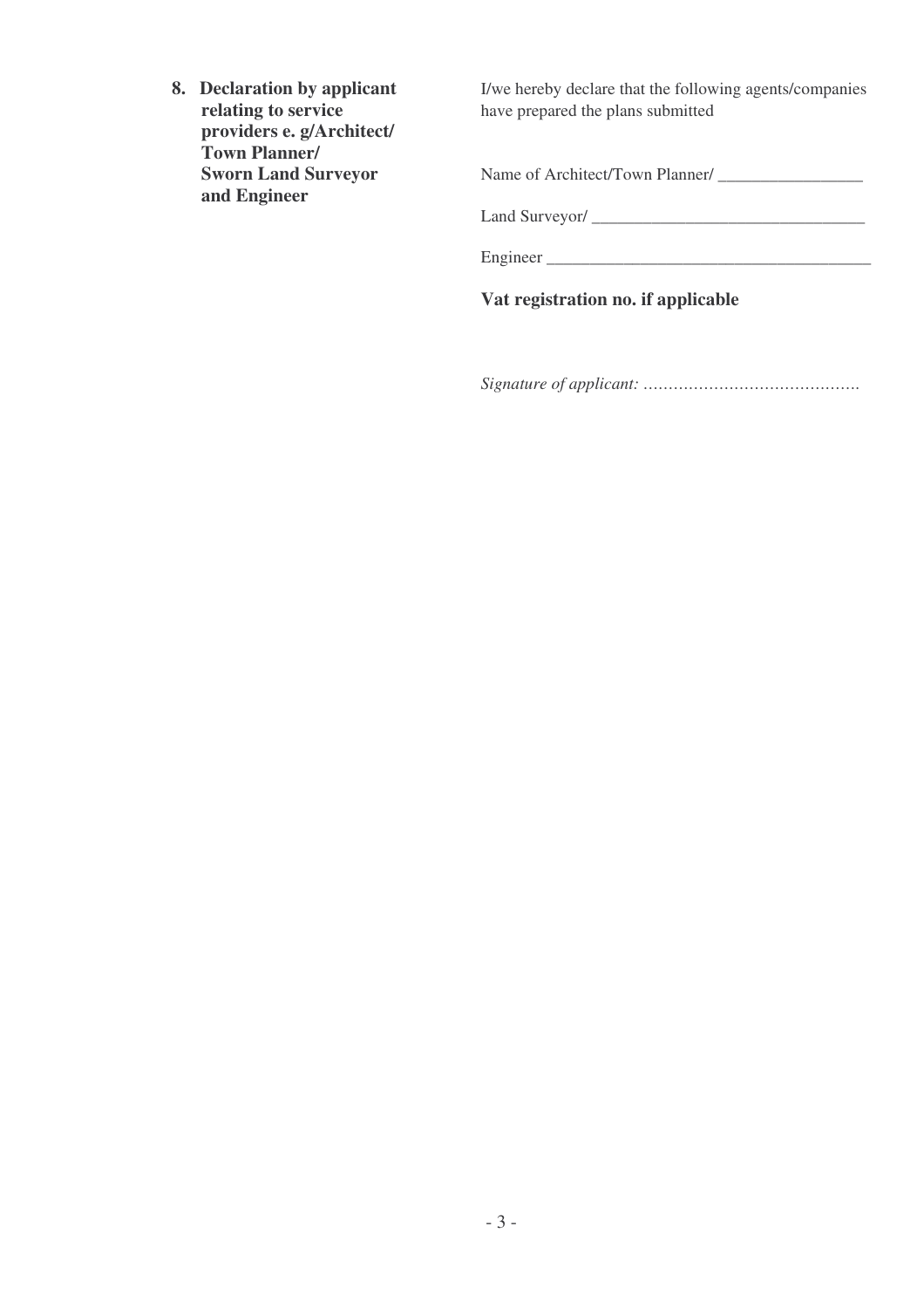**8. Declaration by applicant relating to service providers e. g/Architect/ Town Planner/ Sworn Land Surveyor and Engineer**

I/we hereby declare that the following agents/companies have prepared the plans submitted

Name of Architect/Town Planner/ _________________

Land Surveyor/ ________________________________

Engineer ______________________________________

**Vat registration no. if applicable**

*Signature of applicant:* …………………………………….